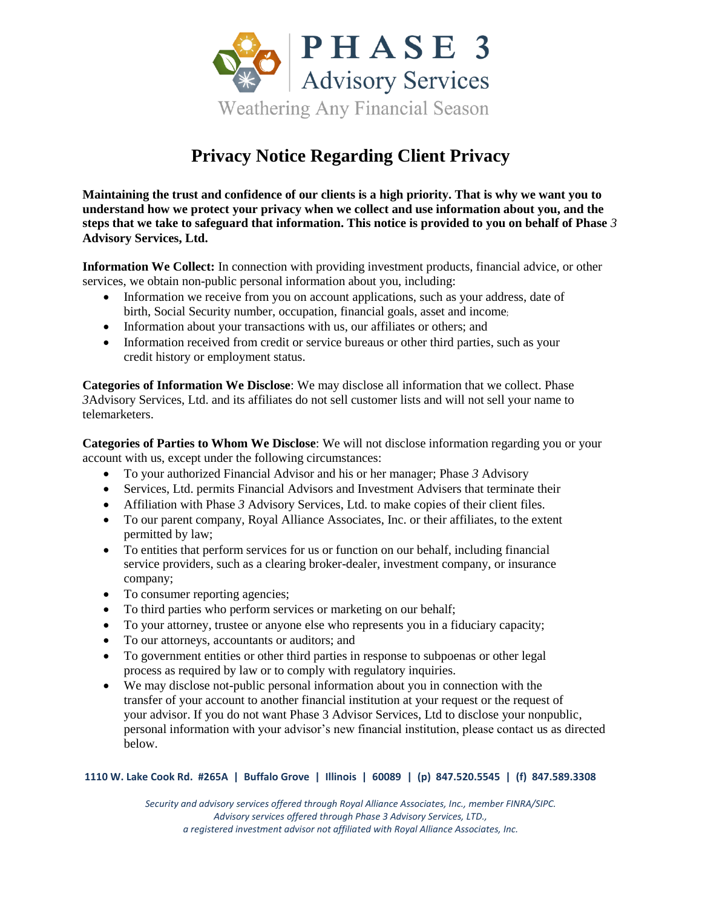# PHASE 3 Advisory Services

Weathering Any Financial Season

## Privacy Notice Regarding Client Privacy

**Maintaining the trust and confidence of our clients is a high priority. That is why we want you to understand how we protect your privacy when we collect and use information about you, and the steps that we take to safeguard that information. This notice is provided to you on behalf of Phase *3* Advisory Services, Ltd.**

**Information We Collect:** In connection with providing investment products, financial advice, or other services, we obtain non-public personal information about you, including:

- Information we receive from you on account applications, such as your address, date of birth, Social Security number, occupation, financial goals, asset and income;
- Information about your transactions with us, our affiliates or others; and
- Information received from credit or service bureaus or other third parties, such as your credit history or employment status.

**Categories of Information We Disclose**: We may disclose all information that we collect. Phase *3*Advisory Services, Ltd. and its affiliates do not sell customer lists and will not sell your name to telemarketers.

**Categories of Parties to Whom We Disclose**: We will not disclose information regarding you or your account with us, except under the following circumstances:

- To your authorized Financial Advisor and his or her manager; Phase *3* Advisory
- Services, Ltd. permits Financial Advisors and Investment Advisers that terminate their
- Affiliation with Phase *3* Advisory Services, Ltd. to make copies of their client files.
- To our parent company, Royal Alliance Associates, Inc. or their affiliates, to the extent permitted by law;
- To entities that perform services for us or function on our behalf, including financial service providers, such as a clearing broker-dealer, investment company, or insurance company;
- To consumer reporting agencies;
- To third parties who perform services or marketing on our behalf;
- To your attorney, trustee or anyone else who represents you in a fiduciary capacity;
- To our attorneys, accountants or auditors; and
- To government entities or other third parties in response to subpoenas or other legal process as required by law or to comply with regulatory inquiries.
- We may disclose not-public personal information about you in connection with the transfer of your account to another financial institution at your request or the request of your advisor. If you do not want Phase 3 Advisor Services, Ltd to disclose your nonpublic, personal information with your advisor's new financial institution, please contact us as directed below.

**1110 W. Lake Cook Rd. #265A | Buffalo Grove | Illinois | 60089 | (p) 847.520.5545 | (f) 847.589.3308**

*Security and advisory services offered through Royal Alliance Associates, Inc., member FINRA/SIPC.*
*Advisory services offered through Phase 3 Advisory Services, LTD.,*
*a registered investment advisor not affiliated with Royal Alliance Associates, Inc.*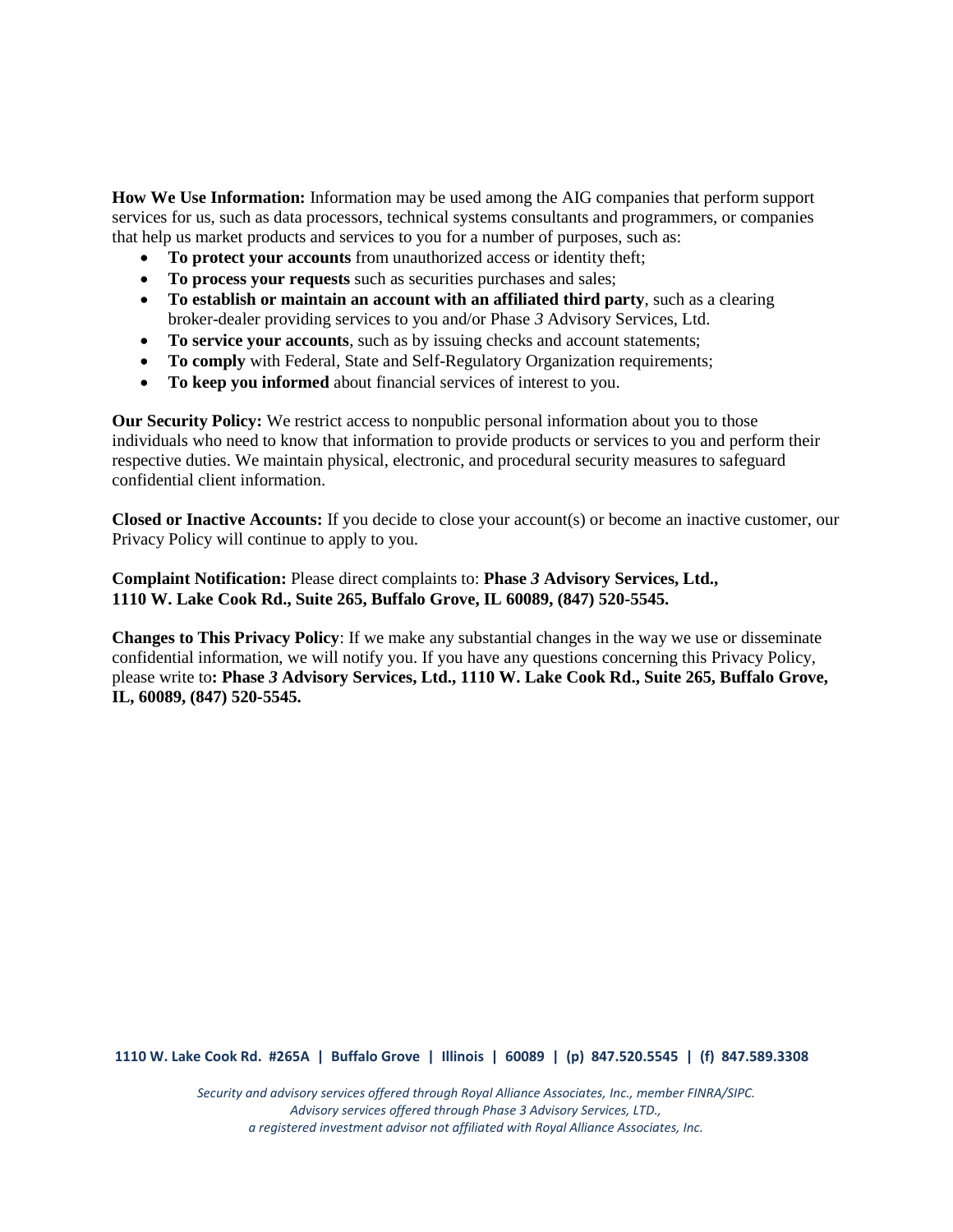**How We Use Information:** Information may be used among the AIG companies that perform support services for us, such as data processors, technical systems consultants and programmers, or companies that help us market products and services to you for a number of purposes, such as:

- **To protect your accounts** from unauthorized access or identity theft;
- **To process your requests** such as securities purchases and sales;
- **To establish or maintain an account with an affiliated third party**, such as a clearing broker-dealer providing services to you and/or Phase *3* Advisory Services, Ltd.
- **To service your accounts**, such as by issuing checks and account statements;
- **To comply** with Federal, State and Self-Regulatory Organization requirements;
- **To keep you informed** about financial services of interest to you.

**Our Security Policy:** We restrict access to nonpublic personal information about you to those individuals who need to know that information to provide products or services to you and perform their respective duties. We maintain physical, electronic, and procedural security measures to safeguard confidential client information.

**Closed or Inactive Accounts:** If you decide to close your account(s) or become an inactive customer, our Privacy Policy will continue to apply to you.

**Complaint Notification:** Please direct complaints to: **Phase *3* Advisory Services, Ltd., 1110 W. Lake Cook Rd., Suite 265, Buffalo Grove, IL 60089, (847) 520-5545.**

**Changes to This Privacy Policy**: If we make any substantial changes in the way we use or disseminate confidential information, we will notify you. If you have any questions concerning this Privacy Policy, please write to**: Phase *3* Advisory Services, Ltd., 1110 W. Lake Cook Rd., Suite 265, Buffalo Grove, IL, 60089, (847) 520-5545.**

**1110 W. Lake Cook Rd. #265A | Buffalo Grove | Illinois | 60089 | (p) 847.520.5545 | (f) 847.589.3308**

*Security and advisory services offered through Royal Alliance Associates, Inc., member FINRA/SIPC.*
*Advisory services offered through Phase 3 Advisory Services, LTD.,*
*a registered investment advisor not affiliated with Royal Alliance Associates, Inc.*